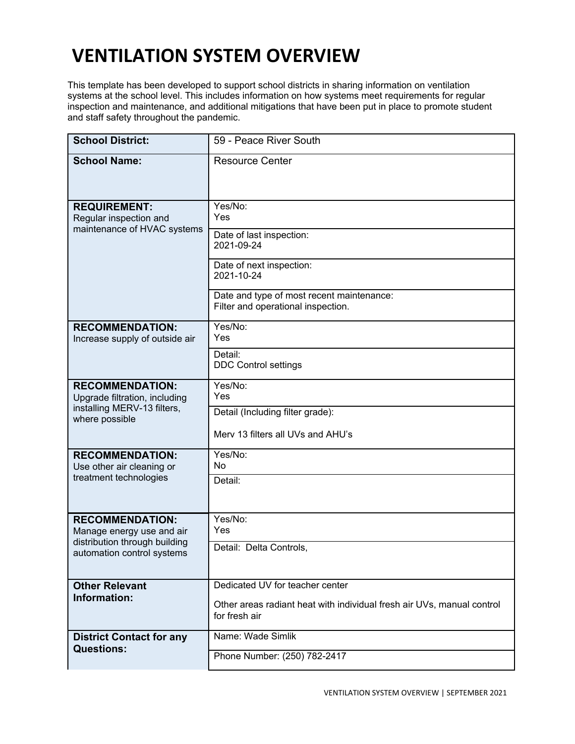# VENTILATION SYSTEM OVERVIEW

This template has been developed to support school districts in sharing information on ventilation systems at the school level. This includes information on how systems meet requirements for regular inspection and maintenance, and additional mitigations that have been put in place to promote student and staff safety throughout the pandemic.

| | |
|---|---|
| **School District:** | 59 - Peace River South |
| **School Name:** | Resource Center |
| **REQUIREMENT:** Regular inspection and maintenance of HVAC systems | Yes/No: Yes |
| | Date of last inspection: 2021-09-24 |
| | Date of next inspection: 2021-10-24 |
| | Date and type of most recent maintenance: Filter and operational inspection. |
| **RECOMMENDATION:** Increase supply of outside air | Yes/No: Yes |
| | Detail: DDC Control settings |
| **RECOMMENDATION:** Upgrade filtration, including installing MERV-13 filters, where possible | Yes/No: Yes |
| | Detail (Including filter grade): Merv 13 filters all UVs and AHU's |
| **RECOMMENDATION:** Use other air cleaning or treatment technologies | Yes/No: No |
| | Detail: |
| **RECOMMENDATION:** Manage energy use and air distribution through building automation control systems | Yes/No: Yes |
| | Detail: Delta Controls, |
| **Other Relevant Information:** | Dedicated UV for teacher center<br><br>Other areas radiant heat with individual fresh air UVs, manual control for fresh air |
| **District Contact for any Questions:** | Name: Wade Simlik |
| | Phone Number: (250) 782-2417 |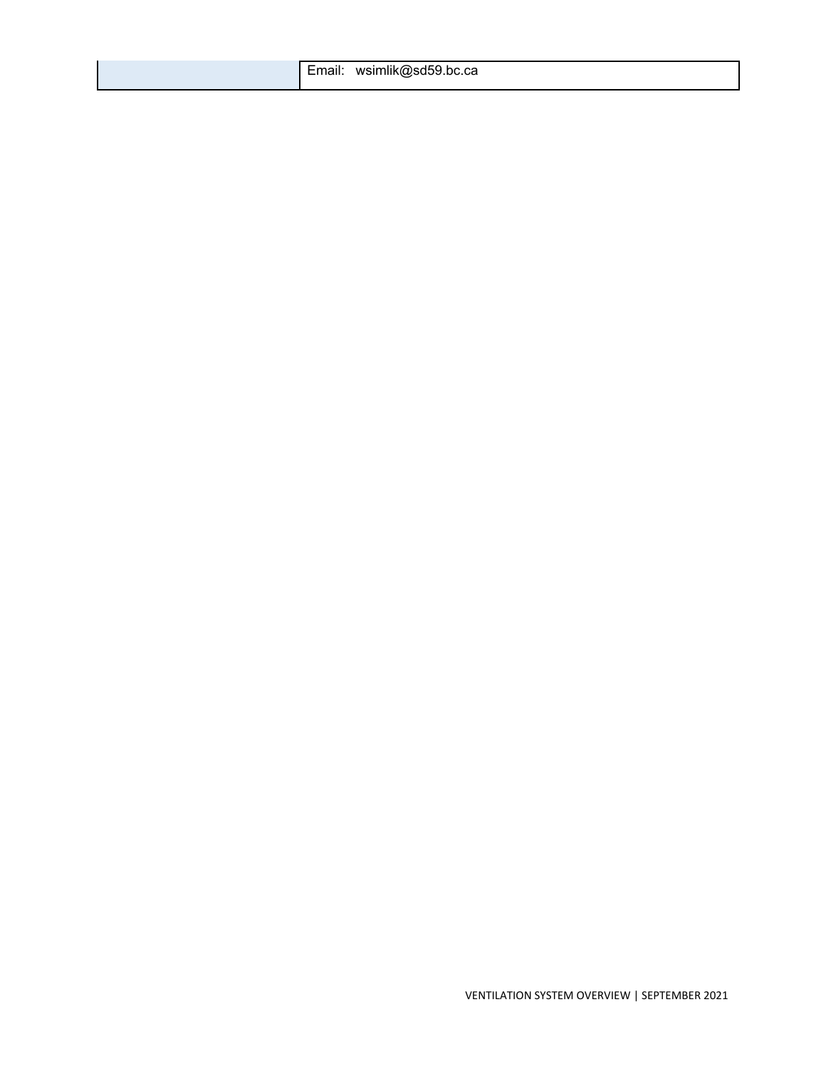| | |
|---|---|
| | Email: wsimlik@sd59.bc.ca |